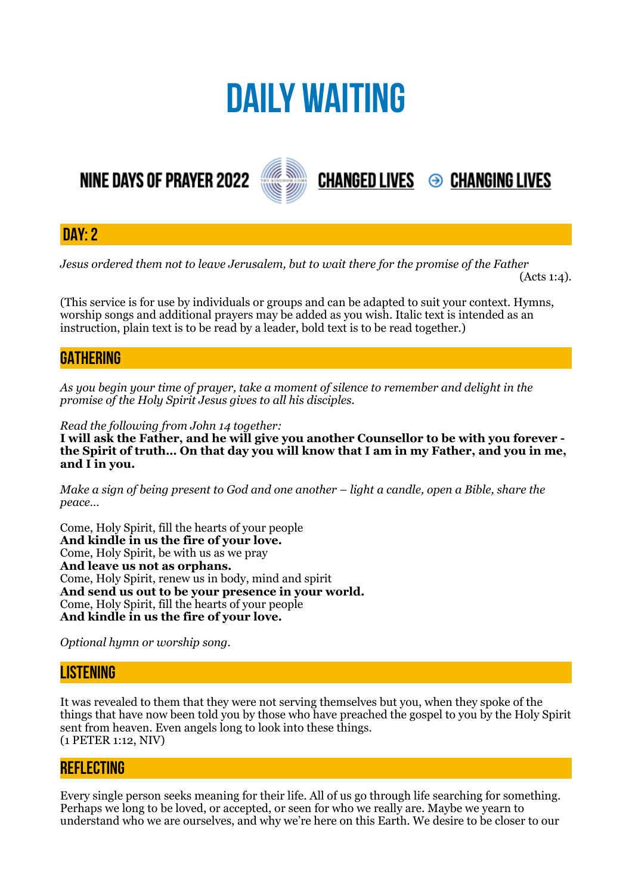# DAILY WAITING

**NINE DAYS OF PRAYER 2022** **CHANGED LIVES** ⊖ **CHANGING LIVES**

## DAY: 2

*Jesus ordered them not to leave Jerusalem, but to wait there for the promise of the Father*
(Acts 1:4).

(This service is for use by individuals or groups and can be adapted to suit your context. Hymns, worship songs and additional prayers may be added as you wish. Italic text is intended as an instruction, plain text is to be read by a leader, bold text is to be read together.)

## GATHERING

*As you begin your time of prayer, take a moment of silence to remember and delight in the promise of the Holy Spirit Jesus gives to all his disciples.*

*Read the following from John 14 together:*
**I will ask the Father, and he will give you another Counsellor to be with you forever - the Spirit of truth… On that day you will know that I am in my Father, and you in me, and I in you.**

*Make a sign of being present to God and one another – light a candle, open a Bible, share the peace…*

Come, Holy Spirit, fill the hearts of your people
**And kindle in us the fire of your love.**
Come, Holy Spirit, be with us as we pray
**And leave us not as orphans.**
Come, Holy Spirit, renew us in body, mind and spirit
**And send us out to be your presence in your world.**
Come, Holy Spirit, fill the hearts of your people
**And kindle in us the fire of your love.**

*Optional hymn or worship song.*

## LISTENING

It was revealed to them that they were not serving themselves but you, when they spoke of the things that have now been told you by those who have preached the gospel to you by the Holy Spirit sent from heaven. Even angels long to look into these things.
(1 PETER 1:12, NIV)

## REFLECTING

Every single person seeks meaning for their life. All of us go through life searching for something. Perhaps we long to be loved, or accepted, or seen for who we really are. Maybe we yearn to understand who we are ourselves, and why we're here on this Earth. We desire to be closer to our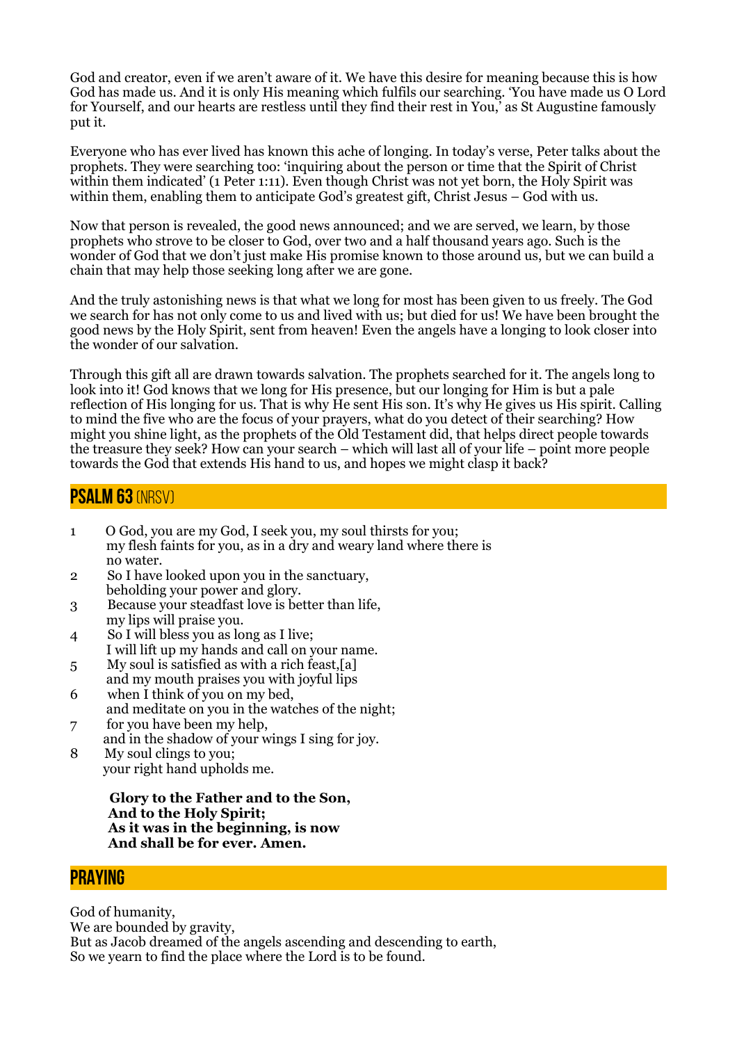God and creator, even if we aren't aware of it. We have this desire for meaning because this is how God has made us. And it is only His meaning which fulfils our searching. 'You have made us O Lord for Yourself, and our hearts are restless until they find their rest in You,' as St Augustine famously put it.

Everyone who has ever lived has known this ache of longing. In today's verse, Peter talks about the prophets. They were searching too: 'inquiring about the person or time that the Spirit of Christ within them indicated' (1 Peter 1:11). Even though Christ was not yet born, the Holy Spirit was within them, enabling them to anticipate God's greatest gift, Christ Jesus – God with us.

Now that person is revealed, the good news announced; and we are served, we learn, by those prophets who strove to be closer to God, over two and a half thousand years ago. Such is the wonder of God that we don't just make His promise known to those around us, but we can build a chain that may help those seeking long after we are gone.

And the truly astonishing news is that what we long for most has been given to us freely. The God we search for has not only come to us and lived with us; but died for us! We have been brought the good news by the Holy Spirit, sent from heaven! Even the angels have a longing to look closer into the wonder of our salvation.

Through this gift all are drawn towards salvation. The prophets searched for it. The angels long to look into it! God knows that we long for His presence, but our longing for Him is but a pale reflection of His longing for us. That is why He sent His son. It's why He gives us His spirit. Calling to mind the five who are the focus of your prayers, what do you detect of their searching? How might you shine light, as the prophets of the Old Testament did, that helps direct people towards the treasure they seek? How can your search – which will last all of your life – point more people towards the God that extends His hand to us, and hopes we might clasp it back?

## PSALM 63 (NRSV)

1 O God, you are my God, I seek you, my soul thirsts for you;
my flesh faints for you, as in a dry and weary land where there is no water.
2 So I have looked upon you in the sanctuary,
beholding your power and glory.
3 Because your steadfast love is better than life,
my lips will praise you.
4 So I will bless you as long as I live;
I will lift up my hands and call on your name.
5 My soul is satisfied as with a rich feast,[a]
and my mouth praises you with joyful lips
6 when I think of you on my bed,
and meditate on you in the watches of the night;
7 for you have been my help,
and in the shadow of your wings I sing for joy.
8 My soul clings to you;
your right hand upholds me.

**Glory to the Father and to the Son,**
**And to the Holy Spirit;**
**As it was in the beginning, is now**
**And shall be for ever. Amen.**

## PRAYING

God of humanity,
We are bounded by gravity,
But as Jacob dreamed of the angels ascending and descending to earth,
So we yearn to find the place where the Lord is to be found.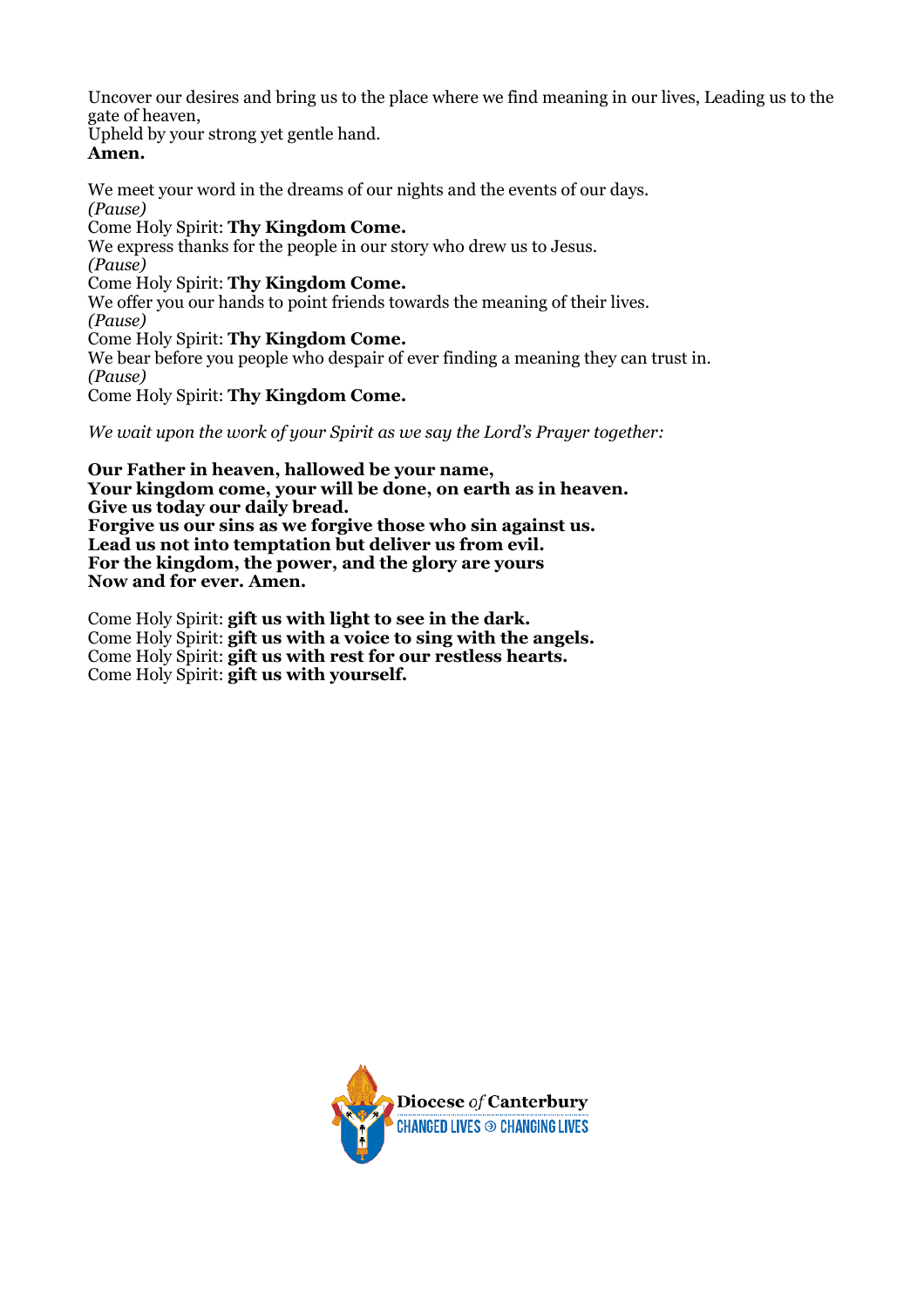Uncover our desires and bring us to the place where we find meaning in our lives, Leading us to the gate of heaven,
Upheld by your strong yet gentle hand.
**Amen.**

We meet your word in the dreams of our nights and the events of our days.
*(Pause)*
Come Holy Spirit: **Thy Kingdom Come.**
We express thanks for the people in our story who drew us to Jesus.
*(Pause)*
Come Holy Spirit: **Thy Kingdom Come.**
We offer you our hands to point friends towards the meaning of their lives.
*(Pause)*
Come Holy Spirit: **Thy Kingdom Come.**
We bear before you people who despair of ever finding a meaning they can trust in.
*(Pause)*
Come Holy Spirit: **Thy Kingdom Come.**

*We wait upon the work of your Spirit as we say the Lord's Prayer together:*

**Our Father in heaven, hallowed be your name,**
**Your kingdom come, your will be done, on earth as in heaven.**
**Give us today our daily bread.**
**Forgive us our sins as we forgive those who sin against us.**
**Lead us not into temptation but deliver us from evil.**
**For the kingdom, the power, and the glory are yours**
**Now and for ever. Amen.**

Come Holy Spirit: **gift us with light to see in the dark.**
Come Holy Spirit: **gift us with a voice to sing with the angels.**
Come Holy Spirit: **gift us with rest for our restless hearts.**
Come Holy Spirit: **gift us with yourself.**

Diocese *of* Canterbury
CHANGED LIVES ⊛ CHANGING LIVES